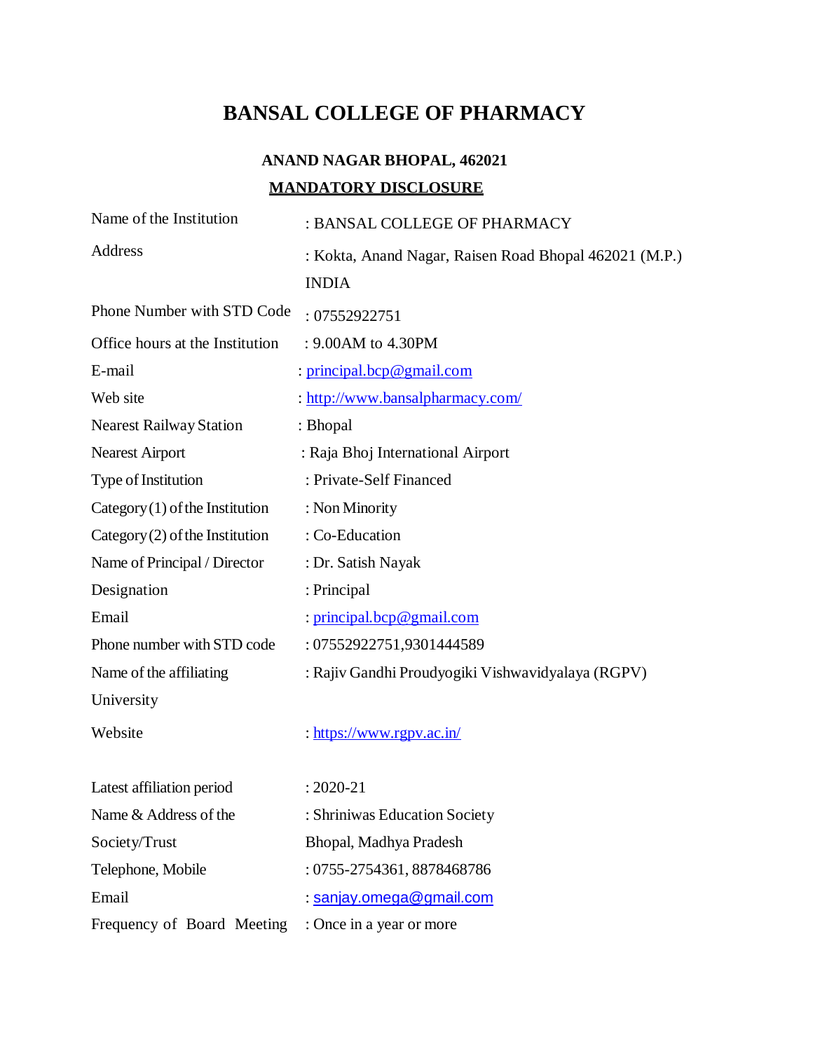# BANSAL COLLEGE OF PHARMACY

### ANAND NAGAR BHOPAL, 462021

### MANDATORY DISCLOSURE

| | |
|---|---|
| Name of the Institution | : BANSAL COLLEGE OF PHARMACY |
| Address | : Kokta, Anand Nagar, Raisen Road Bhopal 462021 (M.P.) INDIA |
| Phone Number with STD Code | : 07552922751 |
| Office hours at the Institution | : 9.00AM to 4.30PM |
| E-mail | : principal.bcp@gmail.com |
| Web site | : http://www.bansalpharmacy.com/ |
| Nearest Railway Station | : Bhopal |
| Nearest Airport | : Raja Bhoj International Airport |
| Type of Institution | : Private-Self Financed |
| Category (1) of the Institution | : Non Minority |
| Category (2) of the Institution | : Co-Education |
| Name of Principal / Director | : Dr. Satish Nayak |
| Designation | : Principal |
| Email | : principal.bcp@gmail.com |
| Phone number with STD code | : 07552922751,9301444589 |
| Name of the affiliating University | : Rajiv Gandhi Proudyogiki Vishwavidyalaya (RGPV) |
| Website | : https://www.rgpv.ac.in/ |
| Latest affiliation period | : 2020-21 |
| Name & Address of the Society/Trust | : Shriniwas Education Society Bhopal, Madhya Pradesh |
| Telephone, Mobile | : 0755-2754361, 8878468786 |
| Email | : sanjay.omega@gmail.com |
| Frequency of Board Meeting | : Once in a year or more |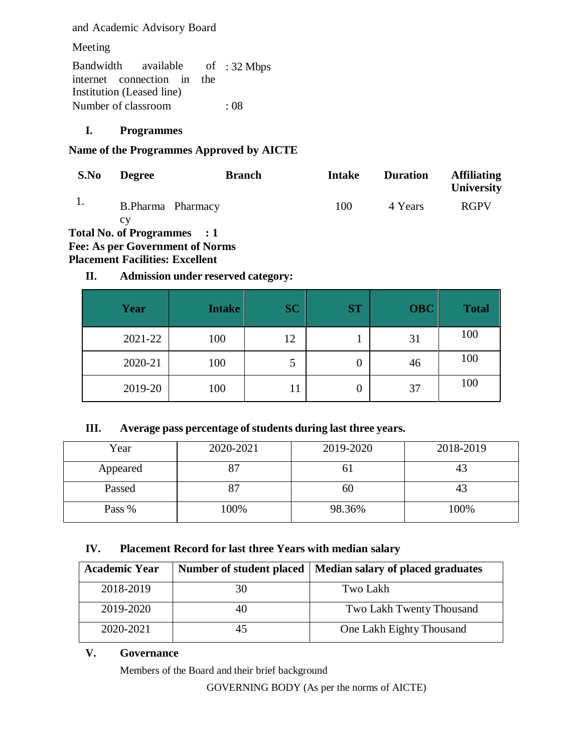and Academic Advisory Board Meeting

Bandwidth available of internet connection in the Institution (Leased line) : 32 Mbps

Number of classroom : 08

## I. Programmes

**Name of the Programmes Approved by AICTE**

| S.No | Degree | Branch | Intake | Duration | Affiliating University |
|---|---|---|---|---|---|
| 1. | B.Pharmacy | Pharmacy | 100 | 4 Years | RGPV |

**Total No. of Programmes : 1**

**Fee: As per Government of Norms**

**Placement Facilities: Excellent**

## II. Admission under reserved category:

| Year | Intake | SC | ST | OBC | Total |
|---|---|---|---|---|---|
| 2021-22 | 100 | 12 | 1 | 31 | 100 |
| 2020-21 | 100 | 5 | 0 | 46 | 100 |
| 2019-20 | 100 | 11 | 0 | 37 | 100 |

## III. Average pass percentage of students during last three years.

| Year | 2020-2021 | 2019-2020 | 2018-2019 |
|---|---|---|---|
| Appeared | 87 | 61 | 43 |
| Passed | 87 | 60 | 43 |
| Pass % | 100% | 98.36% | 100% |

## IV. Placement Record for last three Years with median salary

| Academic Year | Number of student placed | Median salary of placed graduates |
|---|---|---|
| 2018-2019 | 30 | Two Lakh |
| 2019-2020 | 40 | Two Lakh Twenty Thousand |
| 2020-2021 | 45 | One Lakh Eighty Thousand |

## V. Governance

Members of the Board and their brief background

GOVERNING BODY (As per the norms of AICTE)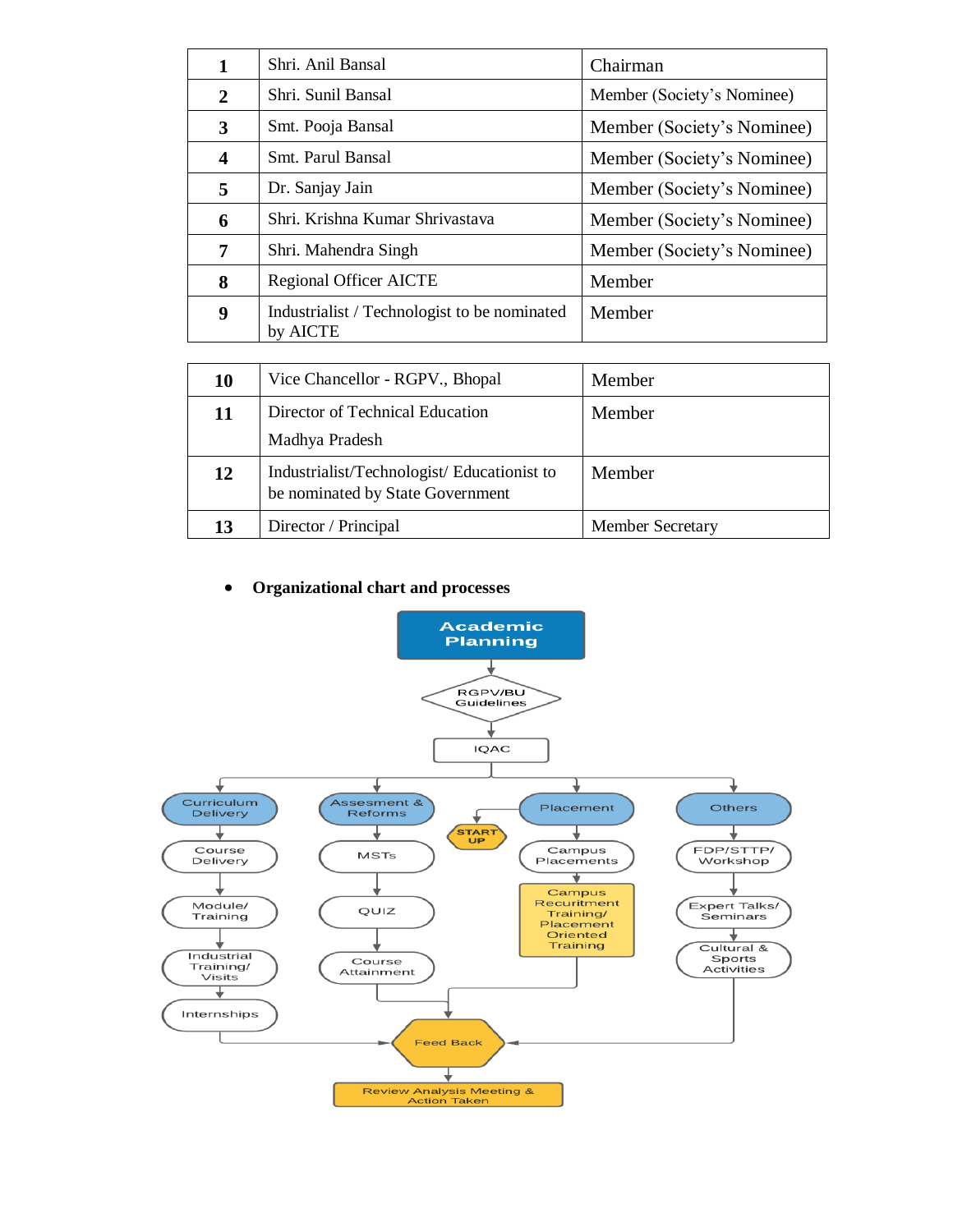| | | |
|---|---|---|
| **1** | Shri. Anil Bansal | Chairman |
| **2** | Shri. Sunil Bansal | Member (Society's Nominee) |
| **3** | Smt. Pooja Bansal | Member (Society's Nominee) |
| **4** | Smt. Parul Bansal | Member (Society's Nominee) |
| **5** | Dr. Sanjay Jain | Member (Society's Nominee) |
| **6** | Shri. Krishna Kumar Shrivastava | Member (Society's Nominee) |
| **7** | Shri. Mahendra Singh | Member (Society's Nominee) |
| **8** | Regional Officer AICTE | Member |
| **9** | Industrialist / Technologist to be nominated by AICTE | Member |
| **10** | Vice Chancellor - RGPV., Bhopal | Member |
| **11** | Director of Technical Education Madhya Pradesh | Member |
| **12** | Industrialist/Technologist/ Educationist to be nominated by State Government | Member |
| **13** | Director / Principal | Member Secretary |

- **Organizational chart and processes**

Academic Planning → RGPV/BU Guidelines → IQAC

- Curriculum Delivery → Course Delivery → Module/ Training → Industrial Training/ Visits → Internships
- Assesment & Reforms → MSTs → QUIZ → Course Attainment
- Placement (START UP) → Campus Placements → Campus Recuritment Training/ Placement Oriented Training
- Others → FDP/STTP/ Workshop → Expert Talks/ Seminars → Cultural & Sports Activities

→ Feed Back → Review Analysis Meeting & Action Taken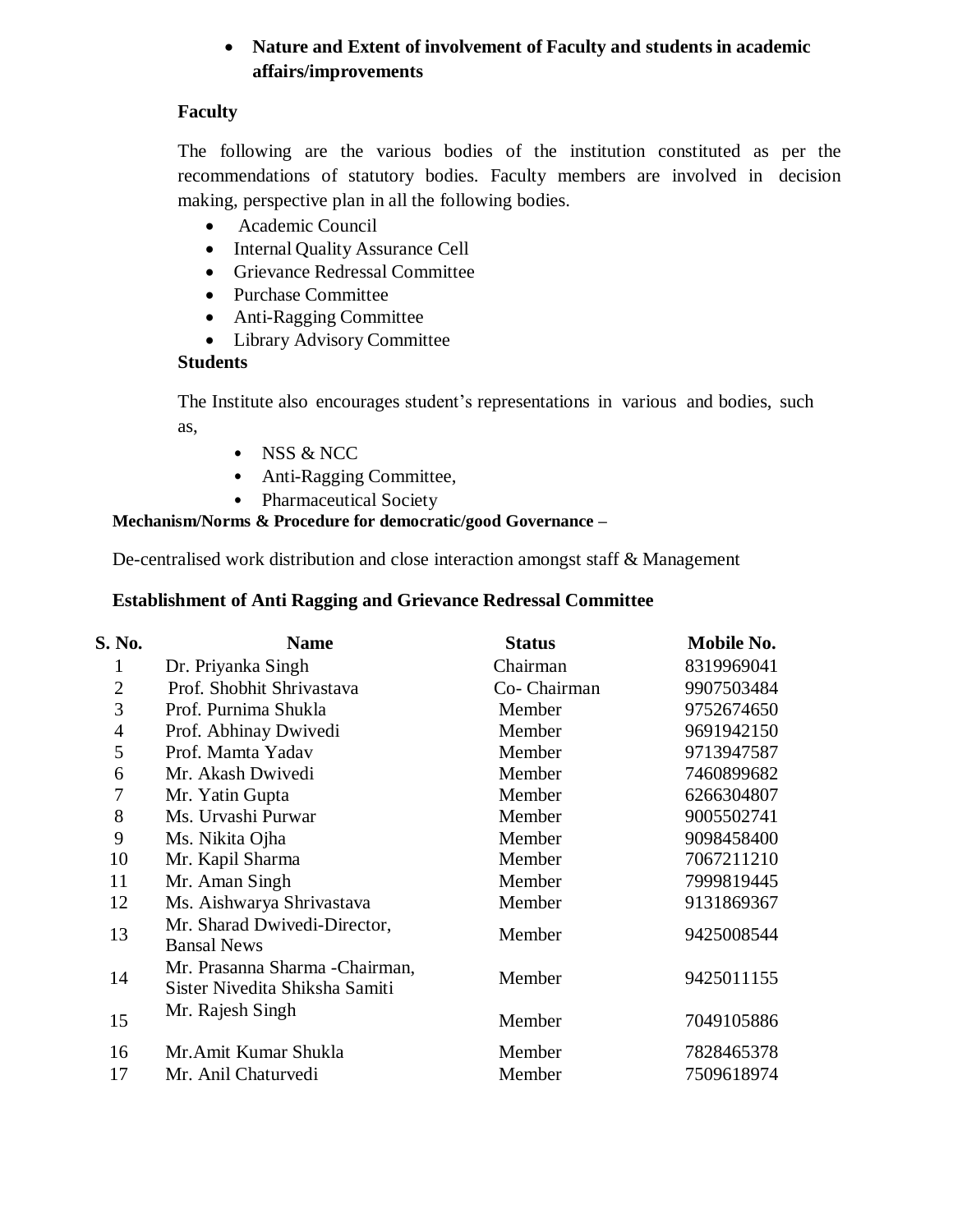- **Nature and Extent of involvement of Faculty and students in academic affairs/improvements**

**Faculty**

The following are the various bodies of the institution constituted as per the recommendations of statutory bodies. Faculty members are involved in decision making, perspective plan in all the following bodies.

- Academic Council
- Internal Quality Assurance Cell
- Grievance Redressal Committee
- Purchase Committee
- Anti-Ragging Committee
- Library Advisory Committee

**Students**

The Institute also encourages student's representations in various and bodies, such as,

- NSS & NCC
- Anti-Ragging Committee,
- Pharmaceutical Society

**Mechanism/Norms & Procedure for democratic/good Governance –**

De-centralised work distribution and close interaction amongst staff & Management

**Establishment of Anti Ragging and Grievance Redressal Committee**

| S. No. | Name | Status | Mobile No. |
|---|---|---|---|
| 1 | Dr. Priyanka Singh | Chairman | 8319969041 |
| 2 | Prof. Shobhit Shrivastava | Co- Chairman | 9907503484 |
| 3 | Prof. Purnima Shukla | Member | 9752674650 |
| 4 | Prof. Abhinay Dwivedi | Member | 9691942150 |
| 5 | Prof. Mamta Yadav | Member | 9713947587 |
| 6 | Mr. Akash Dwivedi | Member | 7460899682 |
| 7 | Mr. Yatin Gupta | Member | 6266304807 |
| 8 | Ms. Urvashi Purwar | Member | 9005502741 |
| 9 | Ms. Nikita Ojha | Member | 9098458400 |
| 10 | Mr. Kapil Sharma | Member | 7067211210 |
| 11 | Mr. Aman Singh | Member | 7999819445 |
| 12 | Ms. Aishwarya Shrivastava | Member | 9131869367 |
| 13 | Mr. Sharad Dwivedi-Director, Bansal News | Member | 9425008544 |
| 14 | Mr. Prasanna Sharma -Chairman, Sister Nivedita Shiksha Samiti | Member | 9425011155 |
| 15 | Mr. Rajesh Singh | Member | 7049105886 |
| 16 | Mr.Amit Kumar Shukla | Member | 7828465378 |
| 17 | Mr. Anil Chaturvedi | Member | 7509618974 |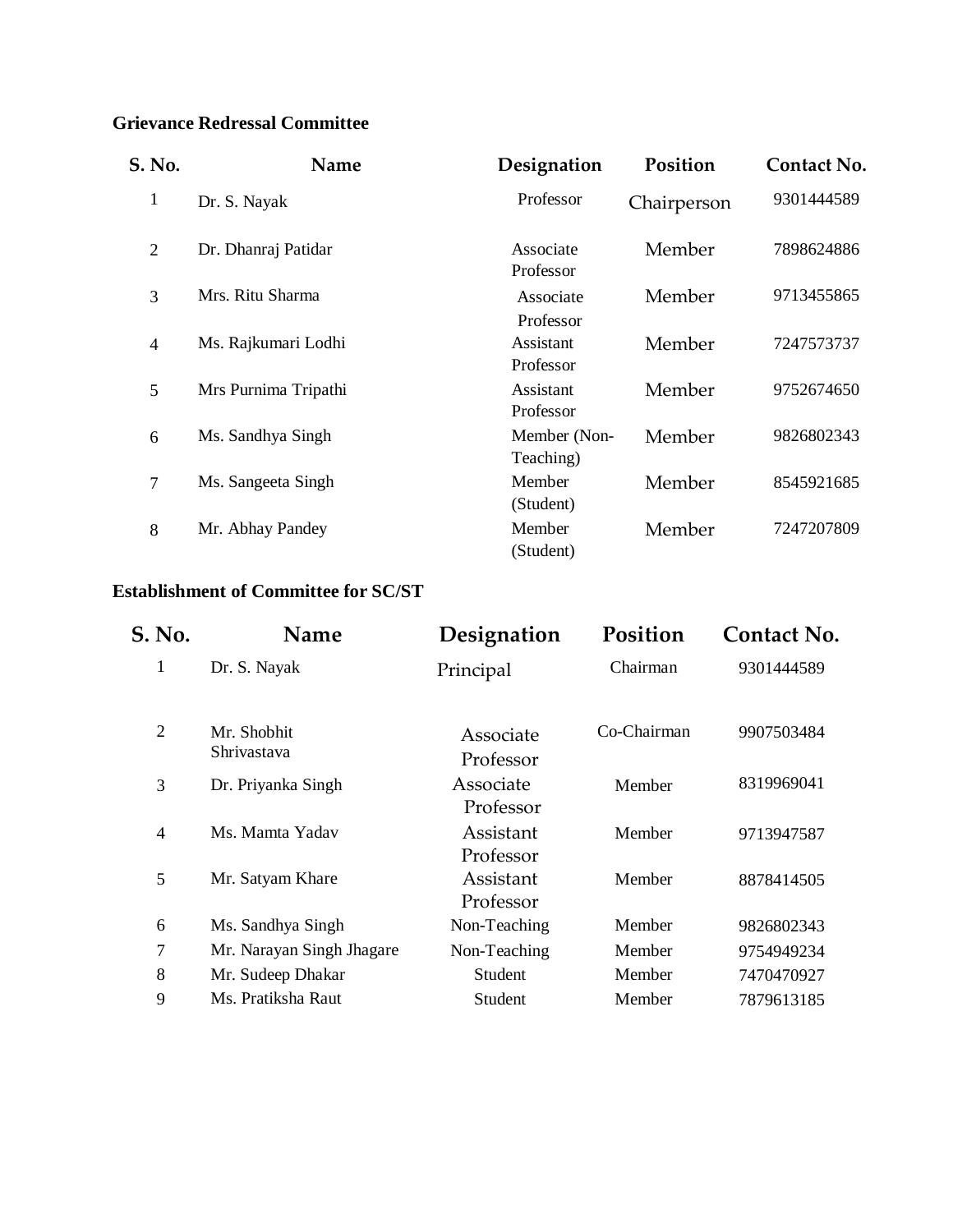**Grievance Redressal Committee**

| S. No. | Name | Designation | Position | Contact No. |
|---|---|---|---|---|
| 1 | Dr. S. Nayak | Professor | Chairperson | 9301444589 |
| 2 | Dr. Dhanraj Patidar | Associate Professor | Member | 7898624886 |
| 3 | Mrs. Ritu Sharma | Associate Professor | Member | 9713455865 |
| 4 | Ms. Rajkumari Lodhi | Assistant Professor | Member | 7247573737 |
| 5 | Mrs Purnima Tripathi | Assistant Professor | Member | 9752674650 |
| 6 | Ms. Sandhya Singh | Member (Non-Teaching) | Member | 9826802343 |
| 7 | Ms. Sangeeta Singh | Member (Student) | Member | 8545921685 |
| 8 | Mr. Abhay Pandey | Member (Student) | Member | 7247207809 |

**Establishment of Committee for SC/ST**

| S. No. | Name | Designation | Position | Contact No. |
|---|---|---|---|---|
| 1 | Dr. S. Nayak | Principal | Chairman | 9301444589 |
| 2 | Mr. Shobhit Shrivastava | Associate Professor | Co-Chairman | 9907503484 |
| 3 | Dr. Priyanka Singh | Associate Professor | Member | 8319969041 |
| 4 | Ms. Mamta Yadav | Assistant Professor | Member | 9713947587 |
| 5 | Mr. Satyam Khare | Assistant Professor | Member | 8878414505 |
| 6 | Ms. Sandhya Singh | Non-Teaching | Member | 9826802343 |
| 7 | Mr. Narayan Singh Jhagare | Non-Teaching | Member | 9754949234 |
| 8 | Mr. Sudeep Dhakar | Student | Member | 7470470927 |
| 9 | Ms. Pratiksha Raut | Student | Member | 7879613185 |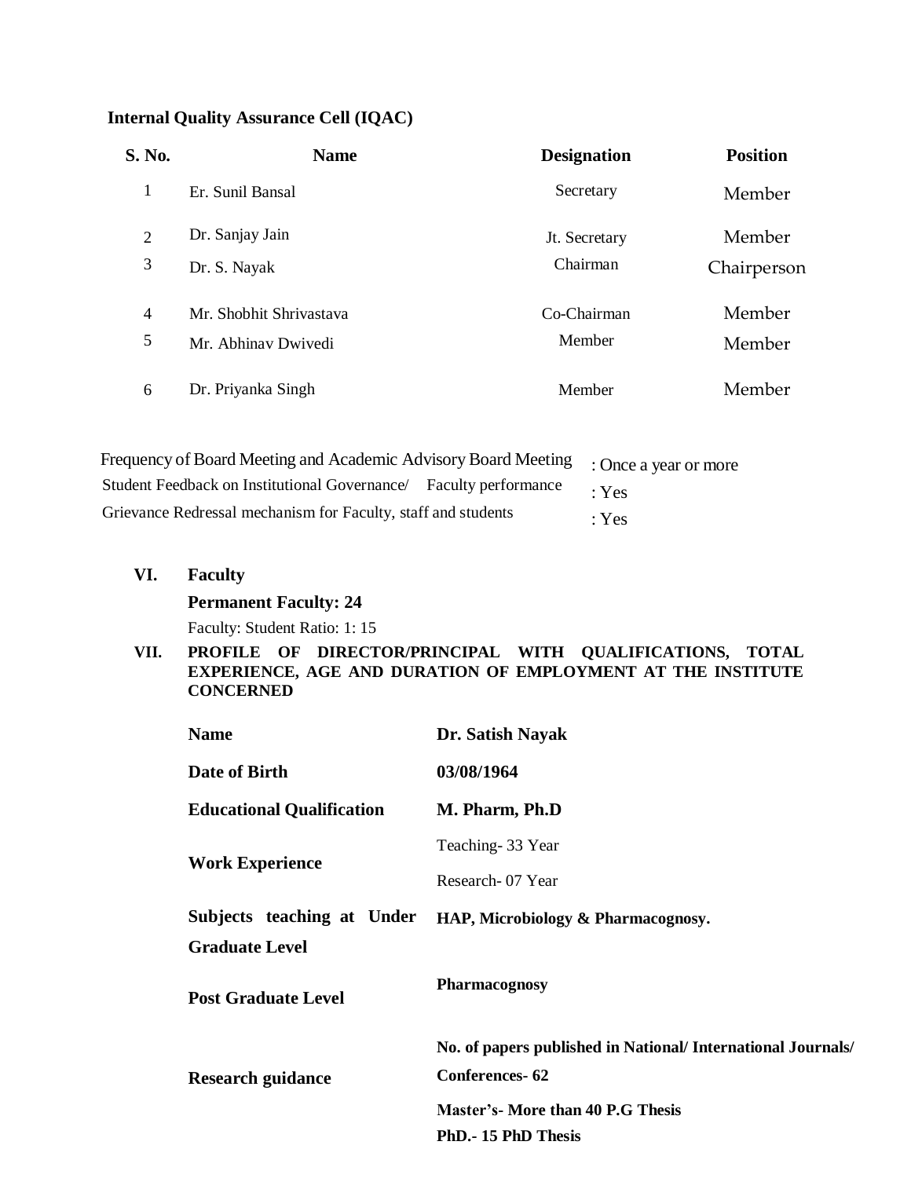**Internal Quality Assurance Cell (IQAC)**

| S. No. | Name | Designation | Position |
|---|---|---|---|
| 1 | Er. Sunil Bansal | Secretary | Member |
| 2 | Dr. Sanjay Jain | Jt. Secretary | Member |
| 3 | Dr. S. Nayak | Chairman | Chairperson |
| 4 | Mr. Shobhit Shrivastava | Co-Chairman | Member |
| 5 | Mr. Abhinav Dwivedi | Member | Member |
| 6 | Dr. Priyanka Singh | Member | Member |

Frequency of Board Meeting and Academic Advisory Board Meeting : Once a year or more

Student Feedback on Institutional Governance/ Faculty performance : Yes

Grievance Redressal mechanism for Faculty, staff and students : Yes

**VI. Faculty**

**Permanent Faculty: 24**

Faculty: Student Ratio: 1: 15

**VII. PROFILE OF DIRECTOR/PRINCIPAL WITH QUALIFICATIONS, TOTAL EXPERIENCE, AGE AND DURATION OF EMPLOYMENT AT THE INSTITUTE CONCERNED**

| | |
|---|---|
| **Name** | **Dr. Satish Nayak** |
| **Date of Birth** | **03/08/1964** |
| **Educational Qualification** | **M. Pharm, Ph.D** |
| **Work Experience** | Teaching- 33 Year<br>Research- 07 Year |
| **Subjects teaching at Under Graduate Level** | **HAP, Microbiology & Pharmacognosy.** |
| **Post Graduate Level** | **Pharmacognosy** |
| **Research guidance** | **No. of papers published in National/ International Journals/ Conferences- 62**<br>**Master's- More than 40 P.G Thesis**<br>**PhD.- 15 PhD Thesis** |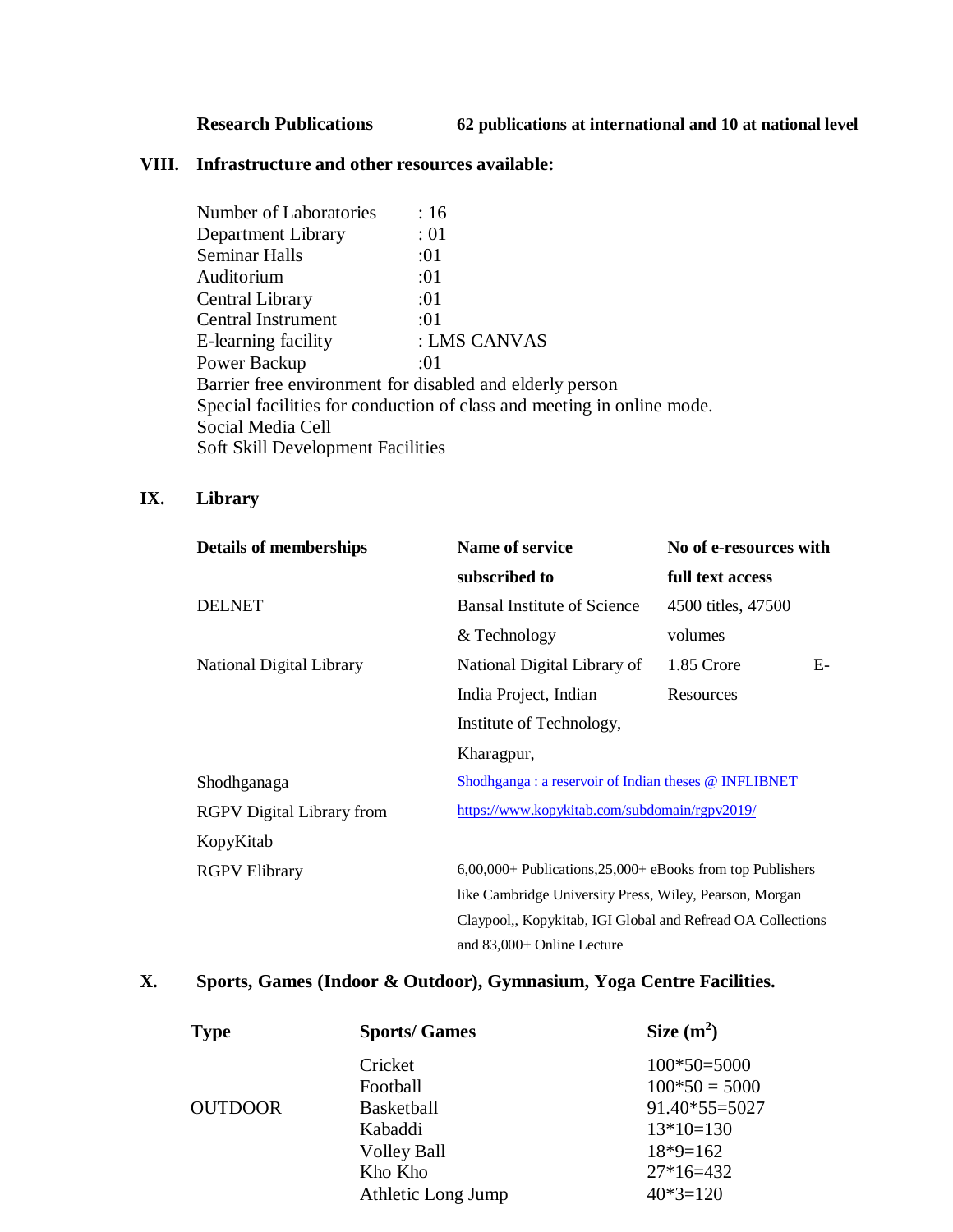**Research Publications** **62 publications at international and 10 at national level**

## VIII. Infrastructure and other resources available:

Number of Laboratories : 16
Department Library : 01
Seminar Halls :01
Auditorium :01
Central Library :01
Central Instrument :01
E-learning facility : LMS CANVAS
Power Backup :01
Barrier free environment for disabled and elderly person
Special facilities for conduction of class and meeting in online mode.
Social Media Cell
Soft Skill Development Facilities

## IX. Library

| Details of memberships | Name of service subscribed to | No of e-resources with full text access |
|---|---|---|
| DELNET | Bansal Institute of Science & Technology | 4500 titles, 47500 volumes |
| National Digital Library | National Digital Library of India Project, Indian Institute of Technology, Kharagpur, | 1.85 Crore E-Resources |
| Shodhganaga | Shodhganga : a reservoir of Indian theses @ INFLIBNET | |
| RGPV Digital Library from KopyKitab | https://www.kopykitab.com/subdomain/rgpv2019/ | |
| RGPV Elibrary | 6,00,000+ Publications,25,000+ eBooks from top Publishers like Cambridge University Press, Wiley, Pearson, Morgan Claypool,, Kopykitab, IGI Global and Refread OA Collections and 83,000+ Online Lecture | |

## X. Sports, Games (Indoor & Outdoor), Gymnasium, Yoga Centre Facilities.

| Type | Sports/ Games | Size ($m^2$) |
|---|---|---|
| | Cricket | 100*50=5000 |
| | Football | 100*50 = 5000 |
| OUTDOOR | Basketball | 91.40*55=5027 |
| | Kabaddi | 13*10=130 |
| | Volley Ball | 18*9=162 |
| | Kho Kho | 27*16=432 |
| | Athletic Long Jump | 40*3=120 |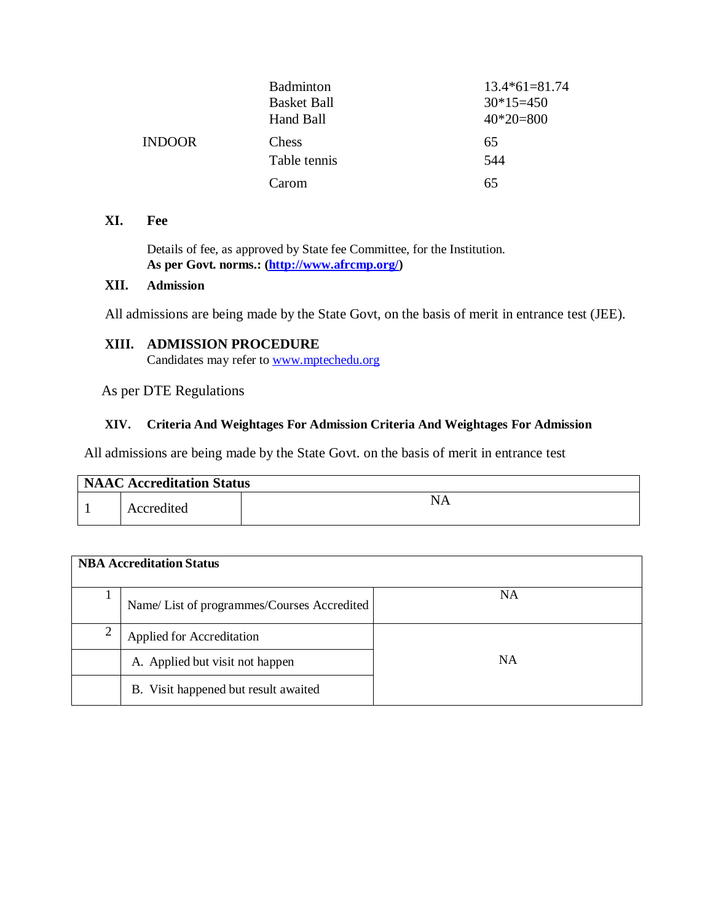| | | |
|---|---|---|
| | Badminton | 13.4*61=81.74 |
| | Basket Ball | 30*15=450 |
| | Hand Ball | 40*20=800 |
| INDOOR | Chess | 65 |
| | Table tennis | 544 |
| | Carom | 65 |

### XI. Fee

Details of fee, as approved by State fee Committee, for the Institution.
**As per Govt. norms.: (http://www.afrcmp.org/)**

### XII. Admission

All admissions are being made by the State Govt, on the basis of merit in entrance test (JEE).

### XIII. ADMISSION PROCEDURE

Candidates may refer to www.mptechedu.org

As per DTE Regulations

### XIV. Criteria And Weightages For Admission Criteria And Weightages For Admission

All admissions are being made by the State Govt. on the basis of merit in entrance test

| **NAAC Accreditation Status** | | |
|---|---|---|
| 1 | Accredited | NA |

| **NBA Accreditation Status** | | |
|---|---|---|
| 1 | Name/ List of programmes/Courses Accredited | NA |
| 2 | Applied for Accreditation | NA |
| | A. Applied but visit not happen | |
| | B. Visit happened but result awaited | |